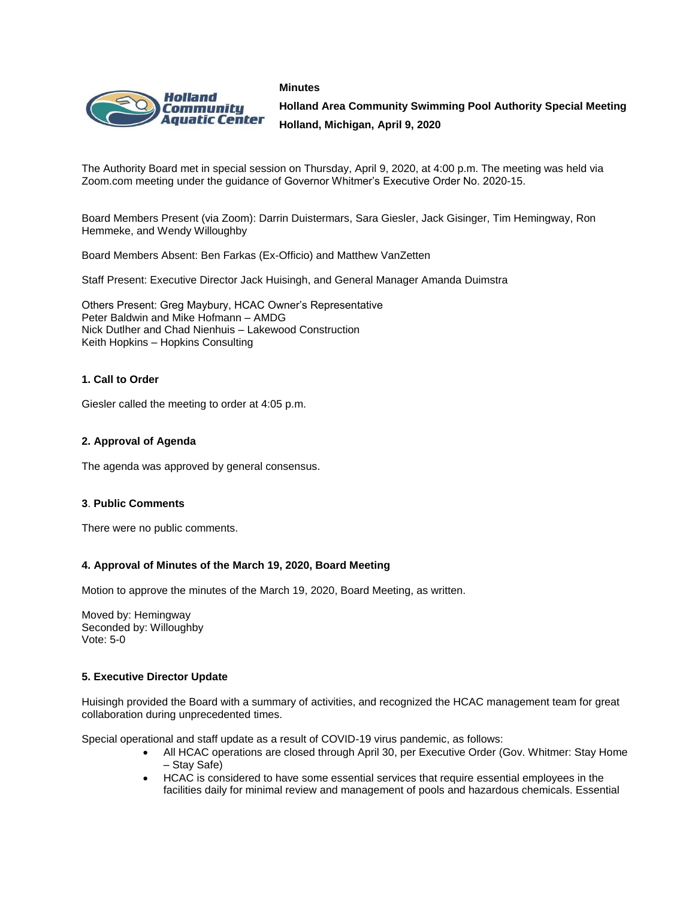**Minutes**

**Holland Area Community Swimming Pool Authority Special Meeting**

**Holland, Michigan, April 9, 2020**

The Authority Board met in special session on Thursday, April 9, 2020, at 4:00 p.m. The meeting was held via Zoom.com meeting under the guidance of Governor Whitmer's Executive Order No. 2020-15.

Board Members Present (via Zoom): Darrin Duistermars, Sara Giesler, Jack Gisinger, Tim Hemingway, Ron Hemmeke, and Wendy Willoughby

Board Members Absent: Ben Farkas (Ex-Officio) and Matthew VanZetten

Staff Present: Executive Director Jack Huisingh, and General Manager Amanda Duimstra

Others Present: Greg Maybury, HCAC Owner's Representative
Peter Baldwin and Mike Hofmann – AMDG
Nick Dutlher and Chad Nienhuis – Lakewood Construction
Keith Hopkins – Hopkins Consulting

### 1. Call to Order

Giesler called the meeting to order at 4:05 p.m.

### 2. Approval of Agenda

The agenda was approved by general consensus.

### 3. Public Comments

There were no public comments.

### 4. Approval of Minutes of the March 19, 2020, Board Meeting

Motion to approve the minutes of the March 19, 2020, Board Meeting, as written.

Moved by: Hemingway
Seconded by: Willoughby
Vote: 5-0

### 5. Executive Director Update

Huisingh provided the Board with a summary of activities, and recognized the HCAC management team for great collaboration during unprecedented times.

Special operational and staff update as a result of COVID-19 virus pandemic, as follows:

- All HCAC operations are closed through April 30, per Executive Order (Gov. Whitmer: Stay Home – Stay Safe)
- HCAC is considered to have some essential services that require essential employees in the facilities daily for minimal review and management of pools and hazardous chemicals. Essential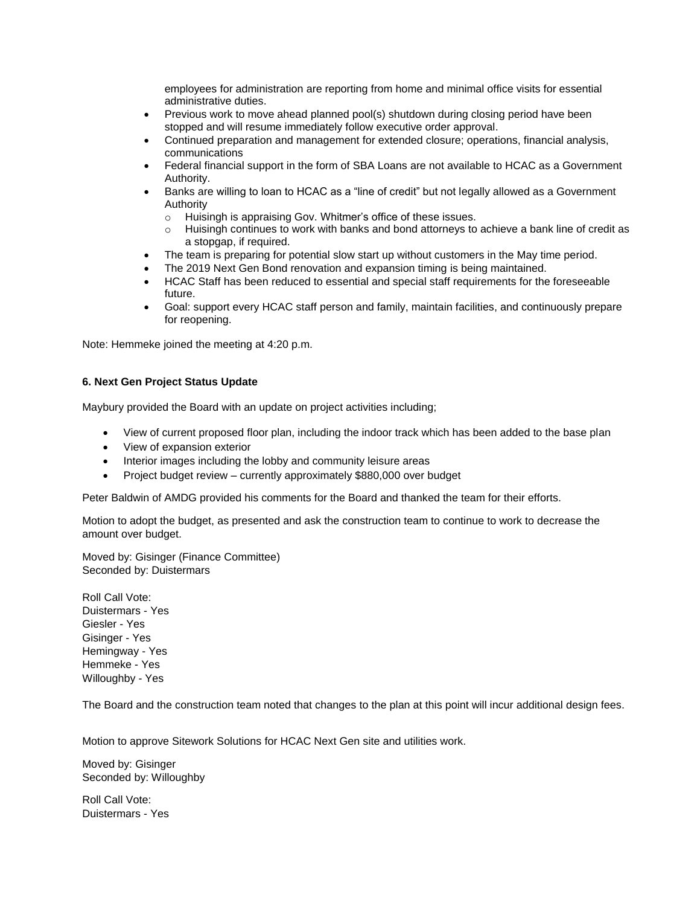employees for administration are reporting from home and minimal office visits for essential administrative duties.

- Previous work to move ahead planned pool(s) shutdown during closing period have been stopped and will resume immediately follow executive order approval.
- Continued preparation and management for extended closure; operations, financial analysis, communications
- Federal financial support in the form of SBA Loans are not available to HCAC as a Government Authority.
- Banks are willing to loan to HCAC as a "line of credit" but not legally allowed as a Government Authority
  - Huisingh is appraising Gov. Whitmer's office of these issues.
  - Huisingh continues to work with banks and bond attorneys to achieve a bank line of credit as a stopgap, if required.
- The team is preparing for potential slow start up without customers in the May time period.
- The 2019 Next Gen Bond renovation and expansion timing is being maintained.
- HCAC Staff has been reduced to essential and special staff requirements for the foreseeable future.
- Goal: support every HCAC staff person and family, maintain facilities, and continuously prepare for reopening.

Note: Hemmeke joined the meeting at 4:20 p.m.

**6. Next Gen Project Status Update**

Maybury provided the Board with an update on project activities including;

- View of current proposed floor plan, including the indoor track which has been added to the base plan
- View of expansion exterior
- Interior images including the lobby and community leisure areas
- Project budget review – currently approximately $880,000 over budget

Peter Baldwin of AMDG provided his comments for the Board and thanked the team for their efforts.

Motion to adopt the budget, as presented and ask the construction team to continue to work to decrease the amount over budget.

Moved by: Gisinger (Finance Committee)
Seconded by: Duistermars

Roll Call Vote:
Duistermars - Yes
Giesler - Yes
Gisinger - Yes
Hemingway - Yes
Hemmeke - Yes
Willoughby - Yes

The Board and the construction team noted that changes to the plan at this point will incur additional design fees.

Motion to approve Sitework Solutions for HCAC Next Gen site and utilities work.

Moved by: Gisinger
Seconded by: Willoughby

Roll Call Vote:
Duistermars - Yes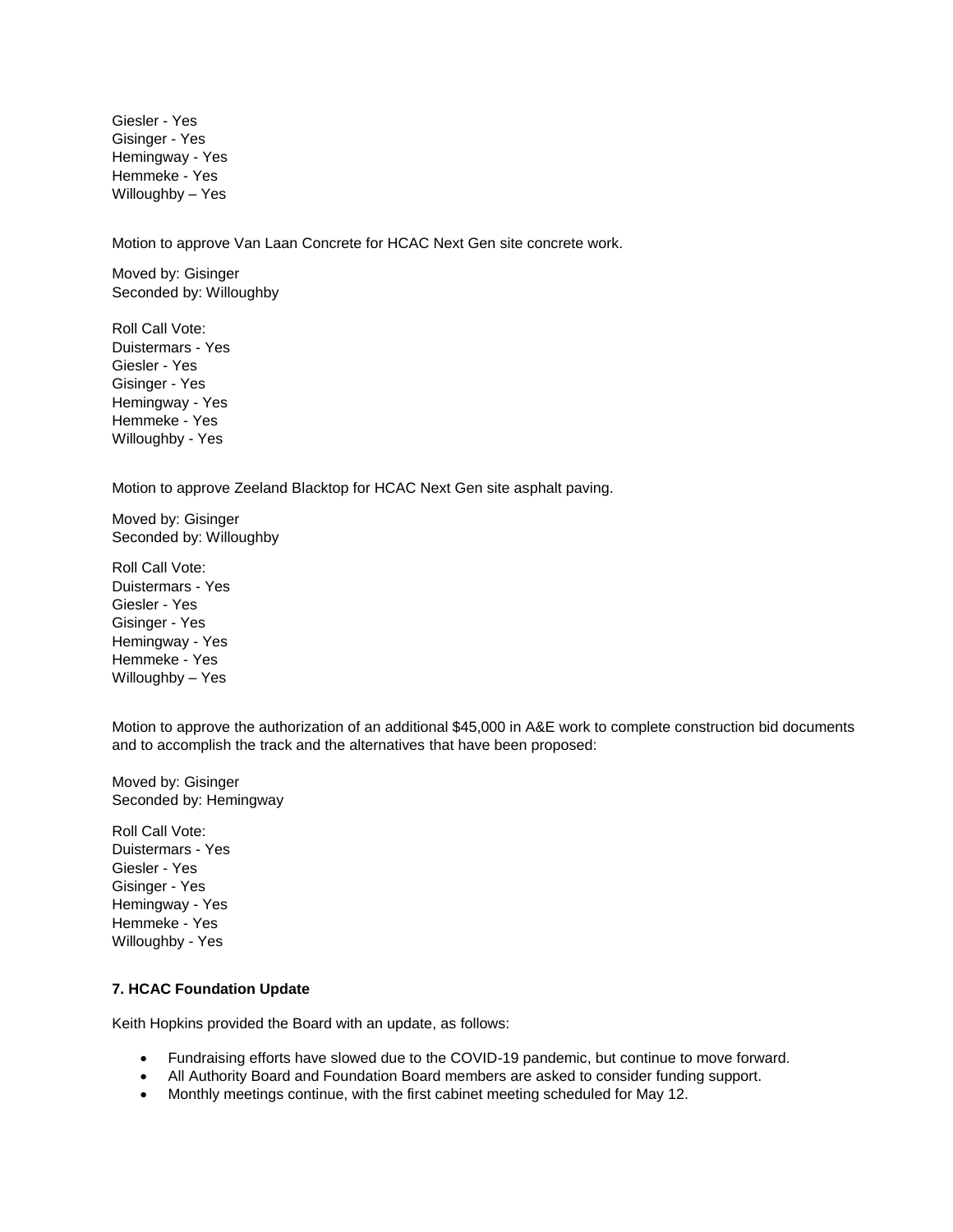Giesler - Yes
Gisinger - Yes
Hemingway - Yes
Hemmeke - Yes
Willoughby – Yes

Motion to approve Van Laan Concrete for HCAC Next Gen site concrete work.

Moved by: Gisinger
Seconded by: Willoughby

Roll Call Vote:
Duistermars - Yes
Giesler - Yes
Gisinger - Yes
Hemingway - Yes
Hemmeke - Yes
Willoughby - Yes

Motion to approve Zeeland Blacktop for HCAC Next Gen site asphalt paving.

Moved by: Gisinger
Seconded by: Willoughby

Roll Call Vote:
Duistermars - Yes
Giesler - Yes
Gisinger - Yes
Hemingway - Yes
Hemmeke - Yes
Willoughby – Yes

Motion to approve the authorization of an additional $45,000 in A&E work to complete construction bid documents and to accomplish the track and the alternatives that have been proposed:

Moved by: Gisinger
Seconded by: Hemingway

Roll Call Vote:
Duistermars - Yes
Giesler - Yes
Gisinger - Yes
Hemingway - Yes
Hemmeke - Yes
Willoughby - Yes

**7. HCAC Foundation Update**

Keith Hopkins provided the Board with an update, as follows:

- Fundraising efforts have slowed due to the COVID-19 pandemic, but continue to move forward.
- All Authority Board and Foundation Board members are asked to consider funding support.
- Monthly meetings continue, with the first cabinet meeting scheduled for May 12.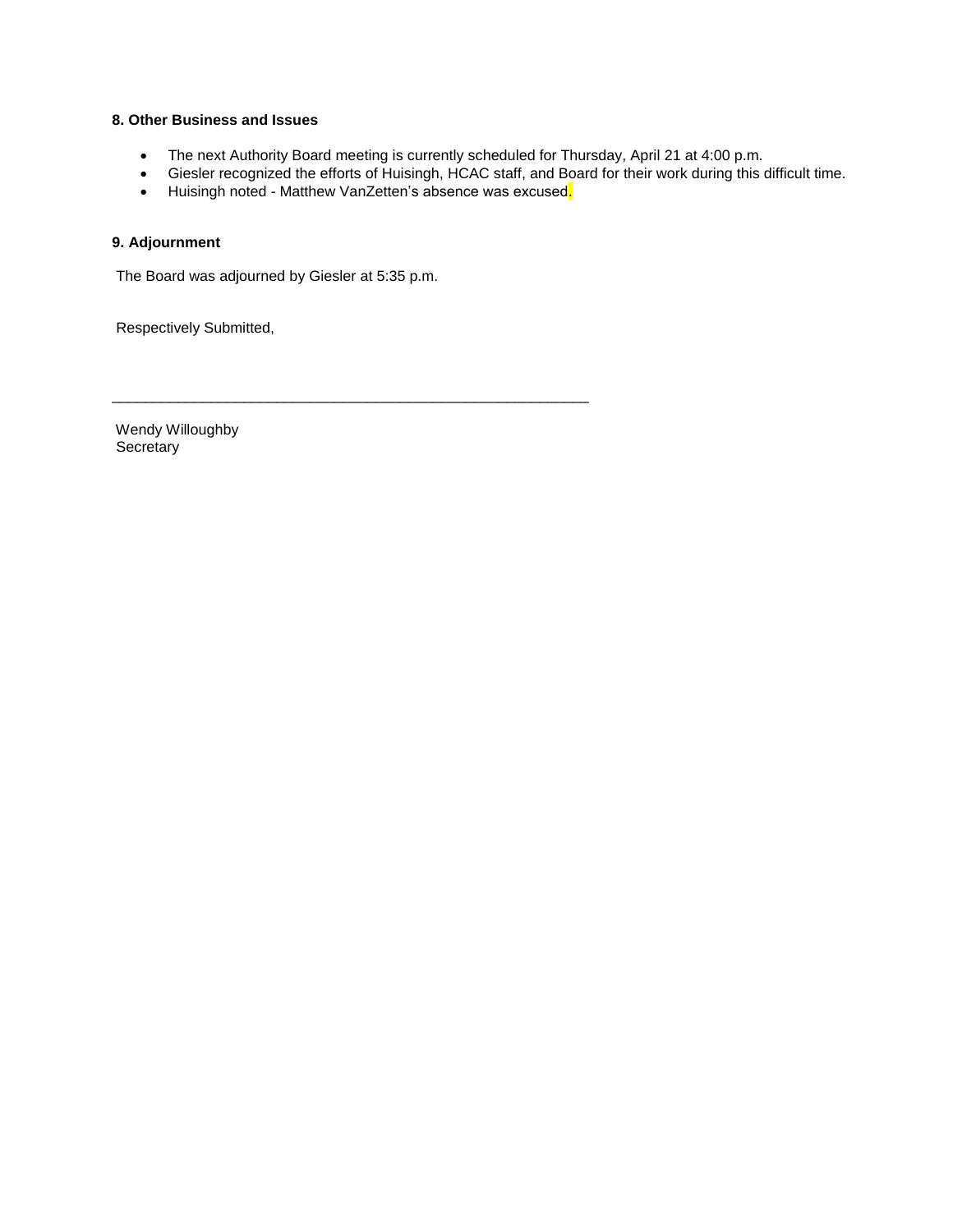**8. Other Business and Issues**

- The next Authority Board meeting is currently scheduled for Thursday, April 21 at 4:00 p.m.
- Giesler recognized the efforts of Huisingh, HCAC staff, and Board for their work during this difficult time.
- Huisingh noted - Matthew VanZetten's absence was excused.

**9. Adjournment**

The Board was adjourned by Giesler at 5:35 p.m.

Respectively Submitted,

\_\_\_\_\_\_\_\_\_\_\_\_\_\_\_\_\_\_\_\_\_\_\_\_\_\_\_\_\_\_\_\_\_\_\_\_\_\_\_\_\_\_\_\_\_\_\_\_\_\_\_\_\_\_\_\_

Wendy Willoughby
Secretary